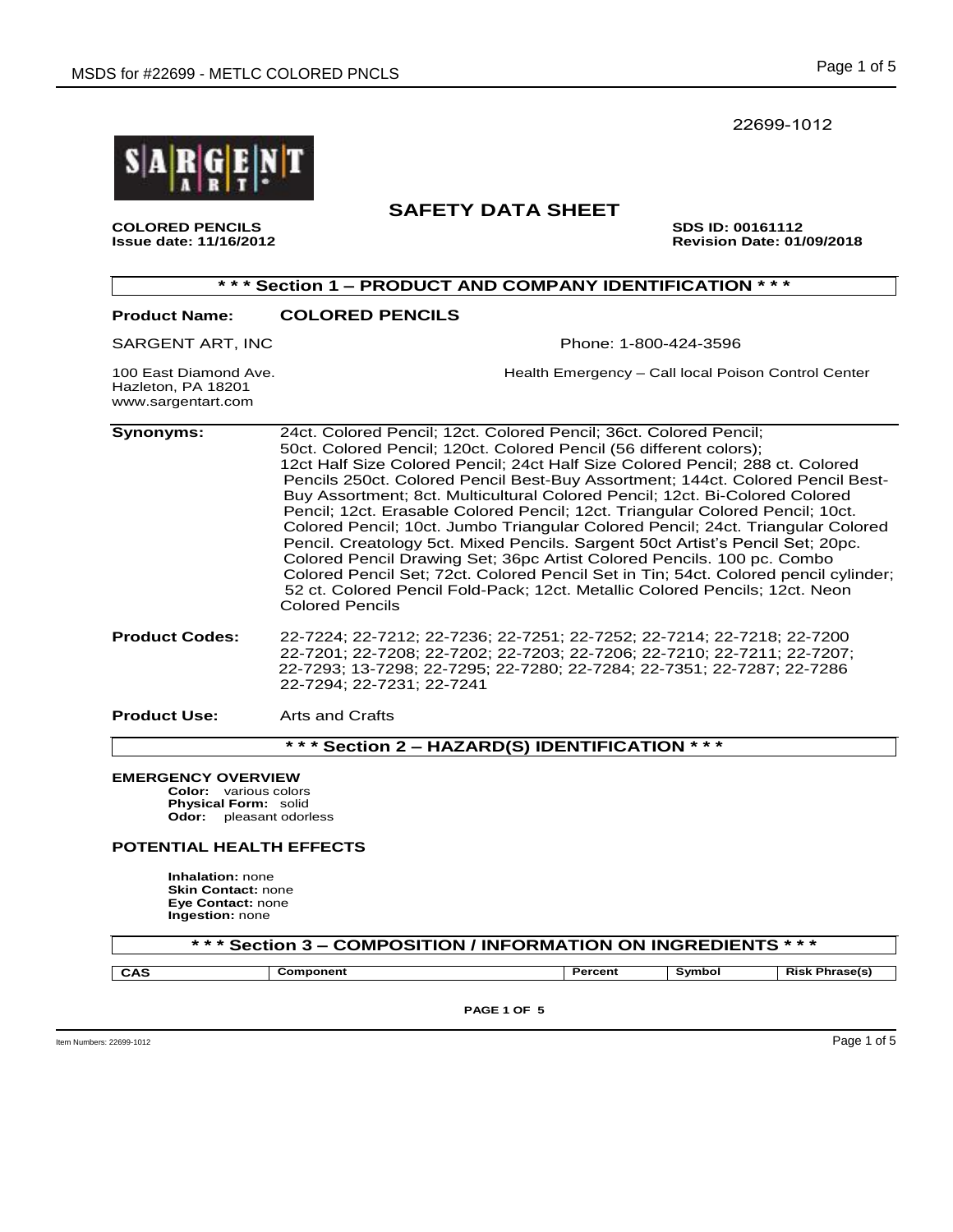22699-1012

# SAFETY DATA SHEET

**COLORED PENCILS**
**Issue date: 11/16/2012**

**SDS ID: 00161112**
**Revision Date: 01/09/2018**

## * * * Section 1 – PRODUCT AND COMPANY IDENTIFICATION * * *

**Product Name:** **COLORED PENCILS**

SARGENT ART, INC
100 East Diamond Ave.
Hazleton, PA 18201
www.sargentart.com

Phone: 1-800-424-3596

Health Emergency – Call local Poison Control Center

**Synonyms:** 24ct. Colored Pencil; 12ct. Colored Pencil; 36ct. Colored Pencil; 50ct. Colored Pencil; 120ct. Colored Pencil (56 different colors); 12ct Half Size Colored Pencil; 24ct Half Size Colored Pencil; 288 ct. Colored Pencils 250ct. Colored Pencil Best-Buy Assortment; 144ct. Colored Pencil Best-Buy Assortment; 8ct. Multicultural Colored Pencil; 12ct. Bi-Colored Colored Pencil; 12ct. Erasable Colored Pencil; 12ct. Triangular Colored Pencil; 10ct. Colored Pencil; 10ct. Jumbo Triangular Colored Pencil; 24ct. Triangular Colored Pencil. Creatology 5ct. Mixed Pencils. Sargent 50ct Artist's Pencil Set; 20pc. Colored Pencil Drawing Set; 36pc Artist Colored Pencils. 100 pc. Combo Colored Pencil Set; 72ct. Colored Pencil Set in Tin; 54ct. Colored pencil cylinder; 52 ct. Colored Pencil Fold-Pack; 12ct. Metallic Colored Pencils; 12ct. Neon Colored Pencils

**Product Codes:** 22-7224; 22-7212; 22-7236; 22-7251; 22-7252; 22-7214; 22-7218; 22-7200 22-7201; 22-7208; 22-7202; 22-7203; 22-7206; 22-7210; 22-7211; 22-7207; 22-7293; 13-7298; 22-7295; 22-7280; 22-7284; 22-7351; 22-7287; 22-7286 22-7294; 22-7231; 22-7241

**Product Use:** Arts and Crafts

## * * * Section 2 – HAZARD(S) IDENTIFICATION * * *

**EMERGENCY OVERVIEW**

**Color:** various colors
**Physical Form:** solid
**Odor:** pleasant odorless

**POTENTIAL HEALTH EFFECTS**

**Inhalation:** none
**Skin Contact:** none
**Eye Contact:** none
**Ingestion:** none

## * * * Section 3 – COMPOSITION / INFORMATION ON INGREDIENTS * * *

| CAS | Component | Percent | Symbol | Risk Phrase(s) |
|---|---|---|---|---|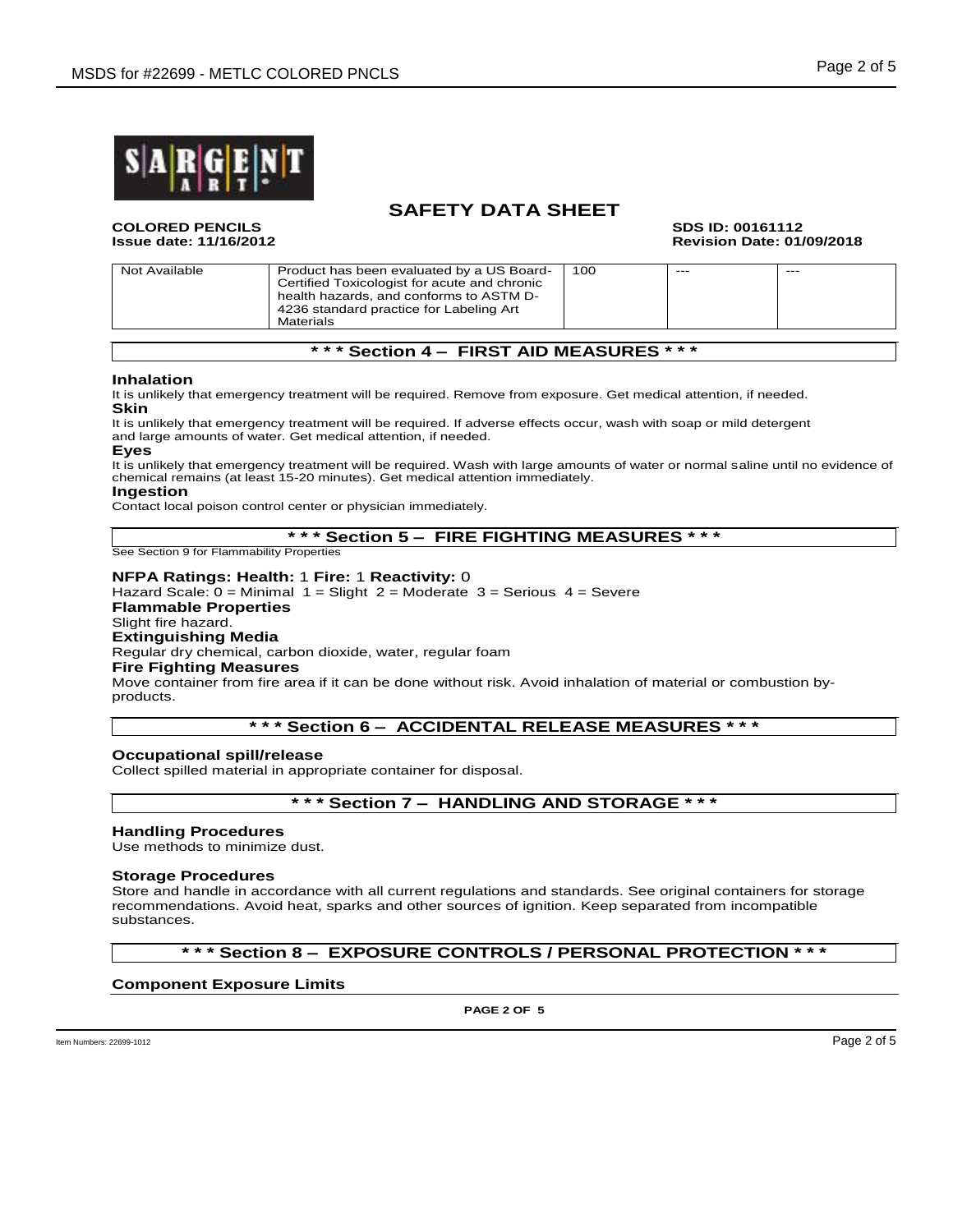# SAFETY DATA SHEET

**COLORED PENCILS** **SDS ID: 00161112**
**Issue date: 11/16/2012** **Revision Date: 01/09/2018**

| | | | | |
|---|---|---|---|---|
| Not Available | Product has been evaluated by a US Board-Certified Toxicologist for acute and chronic health hazards, and conforms to ASTM D-4236 standard practice for Labeling Art Materials | 100 | --- | --- |

## * * * Section 4 – FIRST AID MEASURES * * *

**Inhalation**
It is unlikely that emergency treatment will be required. Remove from exposure. Get medical attention, if needed.

**Skin**
It is unlikely that emergency treatment will be required. If adverse effects occur, wash with soap or mild detergent and large amounts of water. Get medical attention, if needed.

**Eyes**
It is unlikely that emergency treatment will be required. Wash with large amounts of water or normal saline until no evidence of chemical remains (at least 15-20 minutes). Get medical attention immediately.

**Ingestion**
Contact local poison control center or physician immediately.

## * * * Section 5 – FIRE FIGHTING MEASURES * * *

See Section 9 for Flammability Properties

**NFPA Ratings: Health:** 1 **Fire:** 1 **Reactivity:** 0
Hazard Scale: 0 = Minimal 1 = Slight 2 = Moderate 3 = Serious 4 = Severe

**Flammable Properties**
Slight fire hazard.

**Extinguishing Media**
Regular dry chemical, carbon dioxide, water, regular foam

**Fire Fighting Measures**
Move container from fire area if it can be done without risk. Avoid inhalation of material or combustion by-products.

## * * * Section 6 – ACCIDENTAL RELEASE MEASURES * * *

**Occupational spill/release**
Collect spilled material in appropriate container for disposal.

## * * * Section 7 – HANDLING AND STORAGE * * *

**Handling Procedures**
Use methods to minimize dust.

**Storage Procedures**
Store and handle in accordance with all current regulations and standards. See original containers for storage recommendations. Avoid heat, sparks and other sources of ignition. Keep separated from incompatible substances.

## * * * Section 8 – EXPOSURE CONTROLS / PERSONAL PROTECTION * * *

**Component Exposure Limits**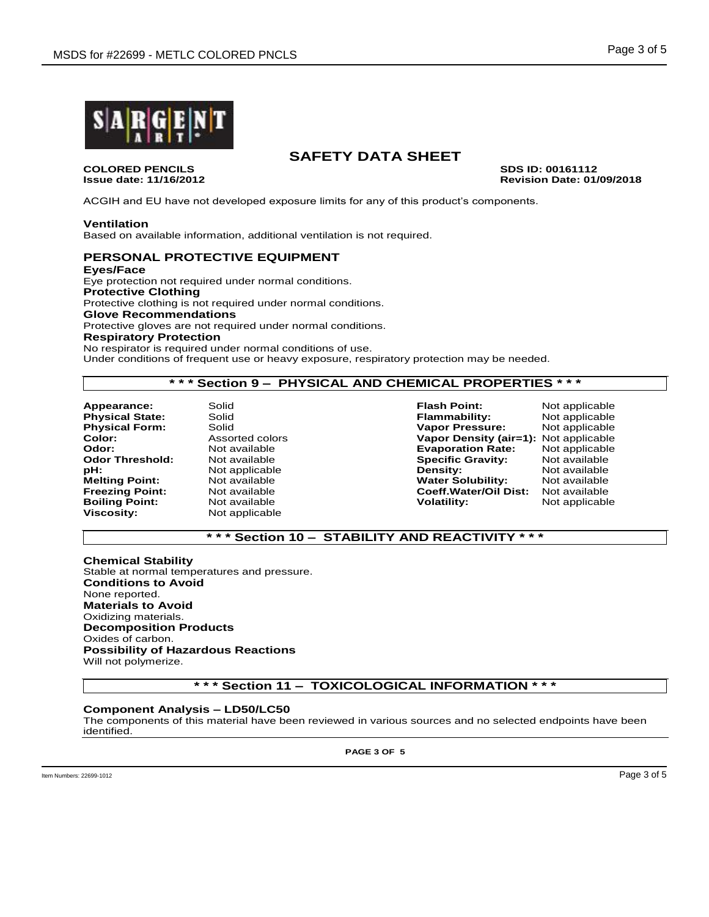# SAFETY DATA SHEET

**COLORED PENCILS** **SDS ID: 00161112**
**Issue date: 11/16/2012** **Revision Date: 01/09/2018**

ACGIH and EU have not developed exposure limits for any of this product's components.

### Ventilation

Based on available information, additional ventilation is not required.

## PERSONAL PROTECTIVE EQUIPMENT

**Eyes/Face**
Eye protection not required under normal conditions.

**Protective Clothing**
Protective clothing is not required under normal conditions.

**Glove Recommendations**
Protective gloves are not required under normal conditions.

**Respiratory Protection**
No respirator is required under normal conditions of use.
Under conditions of frequent use or heavy exposure, respiratory protection may be needed.

## * * * Section 9 – PHYSICAL AND CHEMICAL PROPERTIES * * *

| | | | |
|---|---|---|---|
| **Appearance:** | Solid | **Flash Point:** | Not applicable |
| **Physical State:** | Solid | **Flammability:** | Not applicable |
| **Physical Form:** | Solid | **Vapor Pressure:** | Not applicable |
| **Color:** | Assorted colors | **Vapor Density (air=1):** | Not applicable |
| **Odor:** | Not available | **Evaporation Rate:** | Not applicable |
| **Odor Threshold:** | Not available | **Specific Gravity:** | Not available |
| **pH:** | Not applicable | **Density:** | Not available |
| **Melting Point:** | Not available | **Water Solubility:** | Not available |
| **Freezing Point:** | Not available | **Coeff.Water/Oil Dist:** | Not available |
| **Boiling Point:** | Not available | **Volatility:** | Not applicable |
| **Viscosity:** | Not applicable | | |

## * * * Section 10 – STABILITY AND REACTIVITY * * *

**Chemical Stability**
Stable at normal temperatures and pressure.

**Conditions to Avoid**
None reported.

**Materials to Avoid**
Oxidizing materials.

**Decomposition Products**
Oxides of carbon.

**Possibility of Hazardous Reactions**
Will not polymerize.

## * * * Section 11 – TOXICOLOGICAL INFORMATION * * *

**Component Analysis – LD50/LC50**
The components of this material have been reviewed in various sources and no selected endpoints have been identified.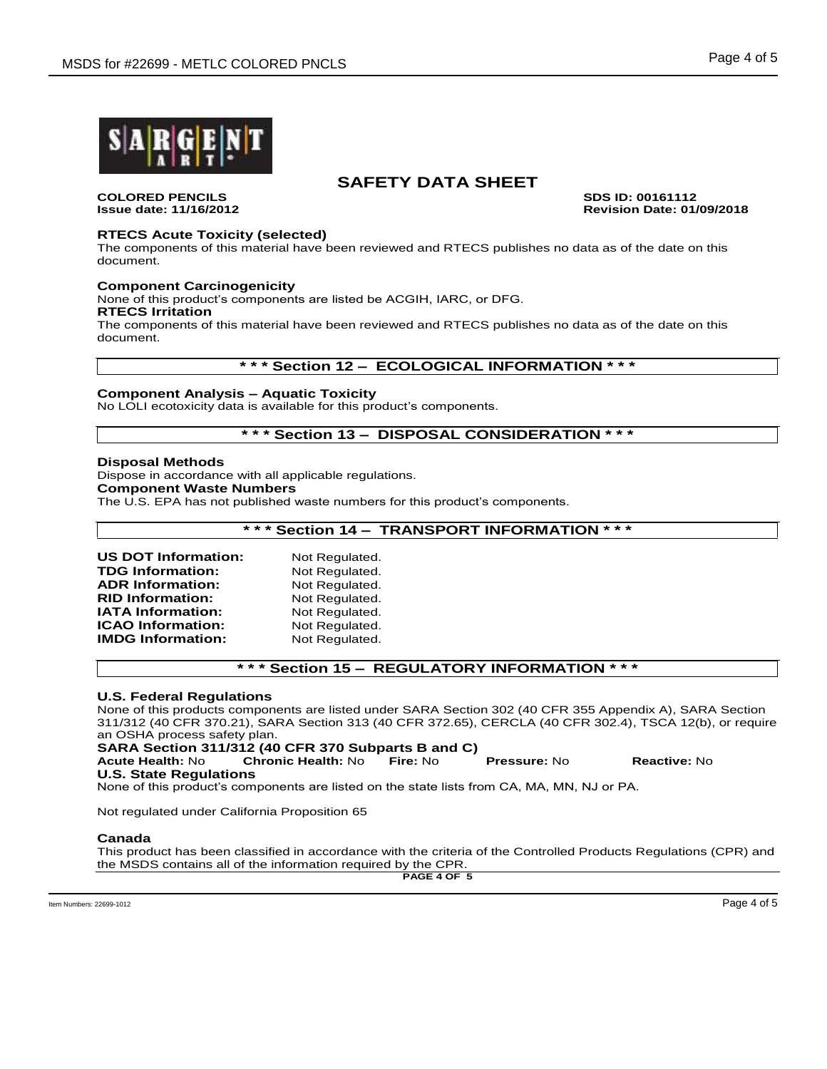# SAFETY DATA SHEET

**COLORED PENCILS** **SDS ID: 00161112**
**Issue date: 11/16/2012** **Revision Date: 01/09/2018**

### RTECS Acute Toxicity (selected)

The components of this material have been reviewed and RTECS publishes no data as of the date on this document.

### Component Carcinogenicity

None of this product's components are listed be ACGIH, IARC, or DFG.

### RTECS Irritation

The components of this material have been reviewed and RTECS publishes no data as of the date on this document.

## * * * Section 12 – ECOLOGICAL INFORMATION * * *

### Component Analysis – Aquatic Toxicity

No LOLI ecotoxicity data is available for this product's components.

## * * * Section 13 – DISPOSAL CONSIDERATION * * *

### Disposal Methods

Dispose in accordance with all applicable regulations.

### Component Waste Numbers

The U.S. EPA has not published waste numbers for this product's components.

## * * * Section 14 – TRANSPORT INFORMATION * * *

**US DOT Information:** Not Regulated.
**TDG Information:** Not Regulated.
**ADR Information:** Not Regulated.
**RID Information:** Not Regulated.
**IATA Information:** Not Regulated.
**ICAO Information:** Not Regulated.
**IMDG Information:** Not Regulated.

## * * * Section 15 – REGULATORY INFORMATION * * *

### U.S. Federal Regulations

None of this products components are listed under SARA Section 302 (40 CFR 355 Appendix A), SARA Section 311/312 (40 CFR 370.21), SARA Section 313 (40 CFR 372.65), CERCLA (40 CFR 302.4), TSCA 12(b), or require an OSHA process safety plan.

### SARA Section 311/312 (40 CFR 370 Subparts B and C)

**Acute Health:** No **Chronic Health:** No **Fire:** No **Pressure:** No **Reactive:** No

### U.S. State Regulations

None of this product's components are listed on the state lists from CA, MA, MN, NJ or PA.

Not regulated under California Proposition 65

### Canada

This product has been classified in accordance with the criteria of the Controlled Products Regulations (CPR) and the MSDS contains all of the information required by the CPR.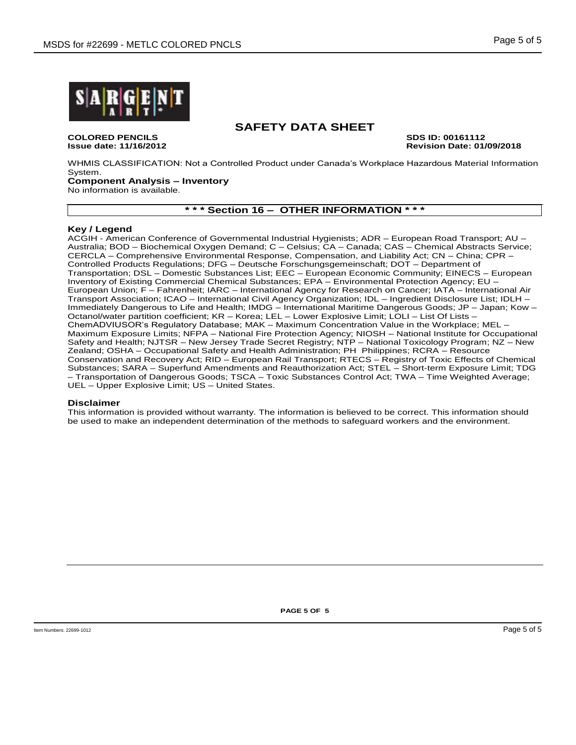# SAFETY DATA SHEET

**COLORED PENCILS** **SDS ID: 00161112**

**Issue date: 11/16/2012** **Revision Date: 01/09/2018**

WHMIS CLASSIFICATION: Not a Controlled Product under Canada's Workplace Hazardous Material Information System.

**Component Analysis – Inventory**

No information is available.

## * * * Section 16 – OTHER INFORMATION * * *

### Key / Legend

ACGIH - American Conference of Governmental Industrial Hygienists; ADR – European Road Transport; AU – Australia; BOD – Biochemical Oxygen Demand; C – Celsius; CA – Canada; CAS – Chemical Abstracts Service; CERCLA – Comprehensive Environmental Response, Compensation, and Liability Act; CN – China; CPR – Controlled Products Regulations; DFG – Deutsche Forschungsgemeinschaft; DOT – Department of Transportation; DSL – Domestic Substances List; EEC – European Economic Community; EINECS – European Inventory of Existing Commercial Chemical Substances; EPA – Environmental Protection Agency; EU – European Union; F – Fahrenheit; IARC – International Agency for Research on Cancer; IATA – International Air Transport Association; ICAO – International Civil Agency Organization; IDL – Ingredient Disclosure List; IDLH – Immediately Dangerous to Life and Health; IMDG – International Maritime Dangerous Goods; JP – Japan; Kow – Octanol/water partition coefficient; KR – Korea; LEL – Lower Explosive Limit; LOLI – List Of Lists – ChemADVIUSOR's Regulatory Database; MAK – Maximum Concentration Value in the Workplace; MEL – Maximum Exposure Limits; NFPA – National Fire Protection Agency; NIOSH – National Institute for Occupational Safety and Health; NJTSR – New Jersey Trade Secret Registry; NTP – National Toxicology Program; NZ – New Zealand; OSHA – Occupational Safety and Health Administration; PH Philippines; RCRA – Resource Conservation and Recovery Act; RID – European Rail Transport; RTECS – Registry of Toxic Effects of Chemical Substances; SARA – Superfund Amendments and Reauthorization Act; STEL – Short-term Exposure Limit; TDG – Transportation of Dangerous Goods; TSCA – Toxic Substances Control Act; TWA – Time Weighted Average; UEL – Upper Explosive Limit; US – United States.

### Disclaimer

This information is provided without warranty. The information is believed to be correct. This information should be used to make an independent determination of the methods to safeguard workers and the environment.

Item Numbers: 22699-1012